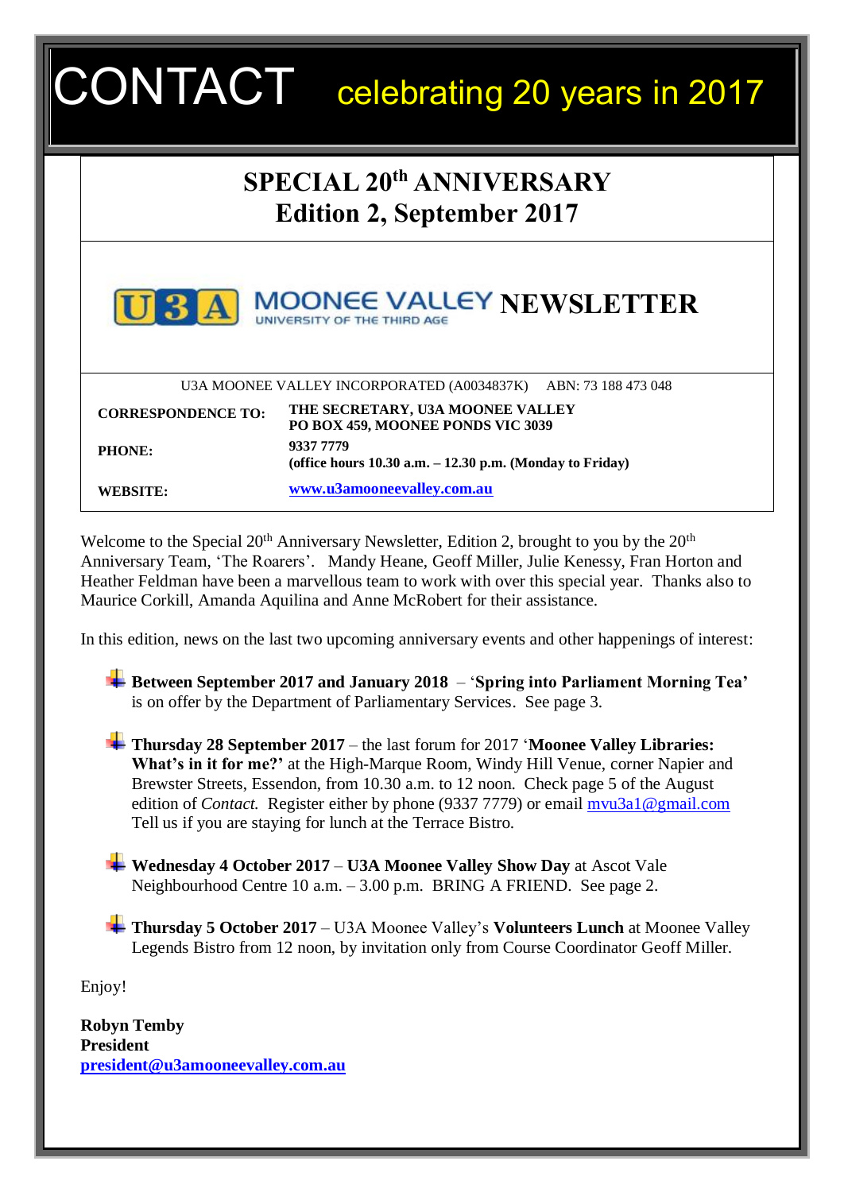# CONTACT celebrating 20 years in 2017

## SPECIAL 20th ANNIVERSARY
## Edition 2, September 2017

**U3A MOONEE VALLEY UNIVERSITY OF THE THIRD AGE NEWSLETTER**

U3A MOONEE VALLEY INCORPORATED (A0034837K) ABN: 73 188 473 048

| | |
|---|---|
| **CORRESPONDENCE TO:** | **THE SECRETARY, U3A MOONEE VALLEY PO BOX 459, MOONEE PONDS VIC 3039** |
| **PHONE:** | **9337 7779 (office hours 10.30 a.m. – 12.30 p.m. (Monday to Friday)** |
| **WEBSITE:** | **www.u3amooneevalley.com.au** |

Welcome to the Special 20th Anniversary Newsletter, Edition 2, brought to you by the 20th Anniversary Team, 'The Roarers'. Mandy Heane, Geoff Miller, Julie Kenessy, Fran Horton and Heather Feldman have been a marvellous team to work with over this special year. Thanks also to Maurice Corkill, Amanda Aquilina and Anne McRobert for their assistance.

In this edition, news on the last two upcoming anniversary events and other happenings of interest:

- **Between September 2017 and January 2018** – '**Spring into Parliament Morning Tea'** is on offer by the Department of Parliamentary Services. See page 3.

- **Thursday 28 September 2017** – the last forum for 2017 '**Moonee Valley Libraries: What's in it for me?'** at the High-Marque Room, Windy Hill Venue, corner Napier and Brewster Streets, Essendon, from 10.30 a.m. to 12 noon. Check page 5 of the August edition of *Contact.* Register either by phone (9337 7779) or email mvu3a1@gmail.com Tell us if you are staying for lunch at the Terrace Bistro.

- **Wednesday 4 October 2017** – **U3A Moonee Valley Show Day** at Ascot Vale Neighbourhood Centre 10 a.m. – 3.00 p.m. BRING A FRIEND. See page 2.

- **Thursday 5 October 2017** – U3A Moonee Valley's **Volunteers Lunch** at Moonee Valley Legends Bistro from 12 noon, by invitation only from Course Coordinator Geoff Miller.

Enjoy!

**Robyn Temby**
**President**
**president@u3amooneevalley.com.au**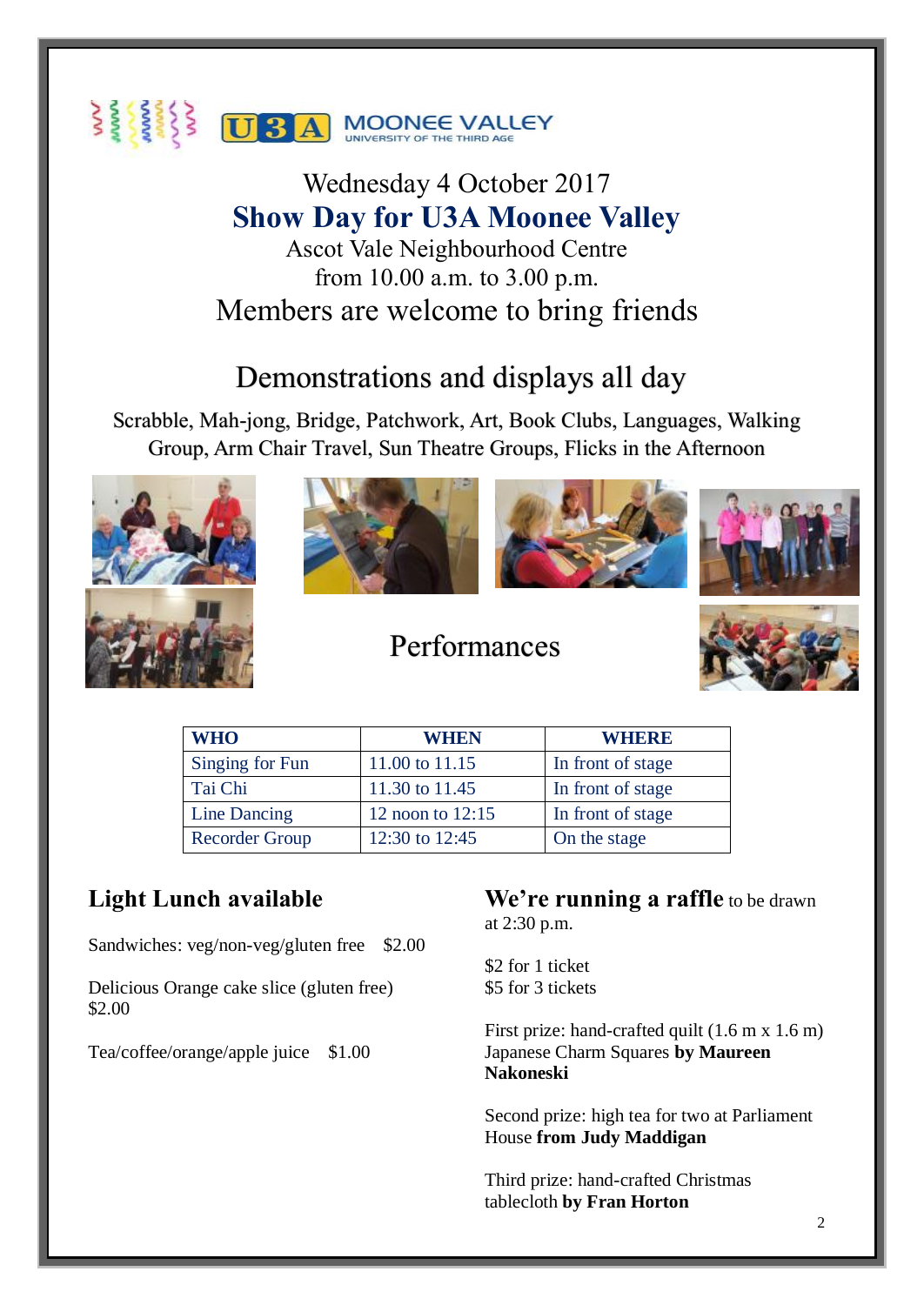U3A MOONEE VALLEY
UNIVERSITY OF THE THIRD AGE

Wednesday 4 October 2017

# Show Day for U3A Moonee Valley

Ascot Vale Neighbourhood Centre
from 10.00 a.m. to 3.00 p.m.

Members are welcome to bring friends

## Demonstrations and displays all day

Scrabble, Mah-jong, Bridge, Patchwork, Art, Book Clubs, Languages, Walking Group, Arm Chair Travel, Sun Theatre Groups, Flicks in the Afternoon

## Performances

| WHO | WHEN | WHERE |
|---|---|---|
| Singing for Fun | 11.00 to 11.15 | In front of stage |
| Tai Chi | 11.30 to 11.45 | In front of stage |
| Line Dancing | 12 noon to 12:15 | In front of stage |
| Recorder Group | 12:30 to 12:45 | On the stage |

## Light Lunch available

Sandwiches: veg/non-veg/gluten free $2.00

Delicious Orange cake slice (gluten free) $2.00

Tea/coffee/orange/apple juice $1.00

## We're running a raffle to be drawn at 2:30 p.m.

$2 for 1 ticket
$5 for 3 tickets

First prize: hand-crafted quilt (1.6 m x 1.6 m) Japanese Charm Squares **by Maureen Nakoneski**

Second prize: high tea for two at Parliament House **from Judy Maddigan**

Third prize: hand-crafted Christmas tablecloth **by Fran Horton**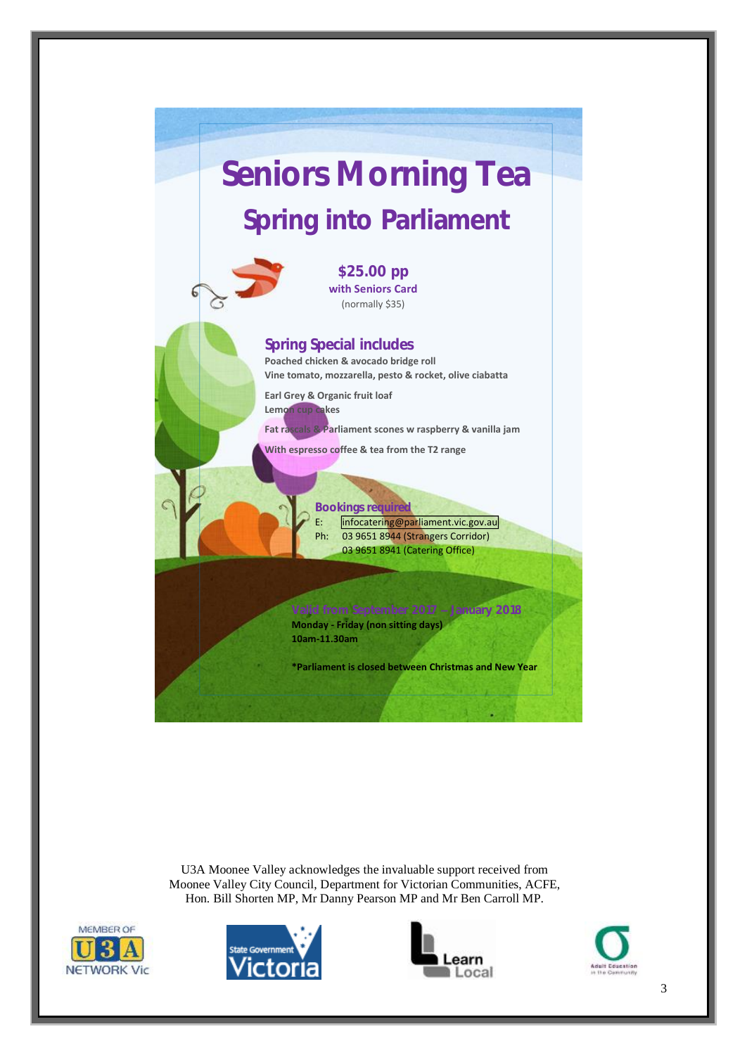# Seniors Morning Tea

## Spring into Parliament

**$25.00 pp**
**with Seniors Card**
(normally $35)

### Spring Special includes

**Poached chicken & avocado bridge roll**
**Vine tomato, mozzarella, pesto & rocket, olive ciabatta**

**Earl Grey & Organic fruit loaf**
**Lemon cup cakes**

**Fat rascals & Parliament scones w raspberry & vanilla jam**

**With espresso coffee & tea from the T2 range**

### Bookings required

E: infocatering@parliament.vic.gov.au
Ph: 03 9651 8944 (Strangers Corridor)
03 9651 8941 (Catering Office)

**Valid from September 2017 – January 2018**
**Monday - Friday (non sitting days)**
**10am-11.30am**

***Parliament is closed between Christmas and New Year**

U3A Moonee Valley acknowledges the invaluable support received from Moonee Valley City Council, Department for Victorian Communities, ACFE, Hon. Bill Shorten MP, Mr Danny Pearson MP and Mr Ben Carroll MP.

MEMBER OF U3A NETWORK Vic

State Government Victoria

Learn Local

Adult Education in the Community